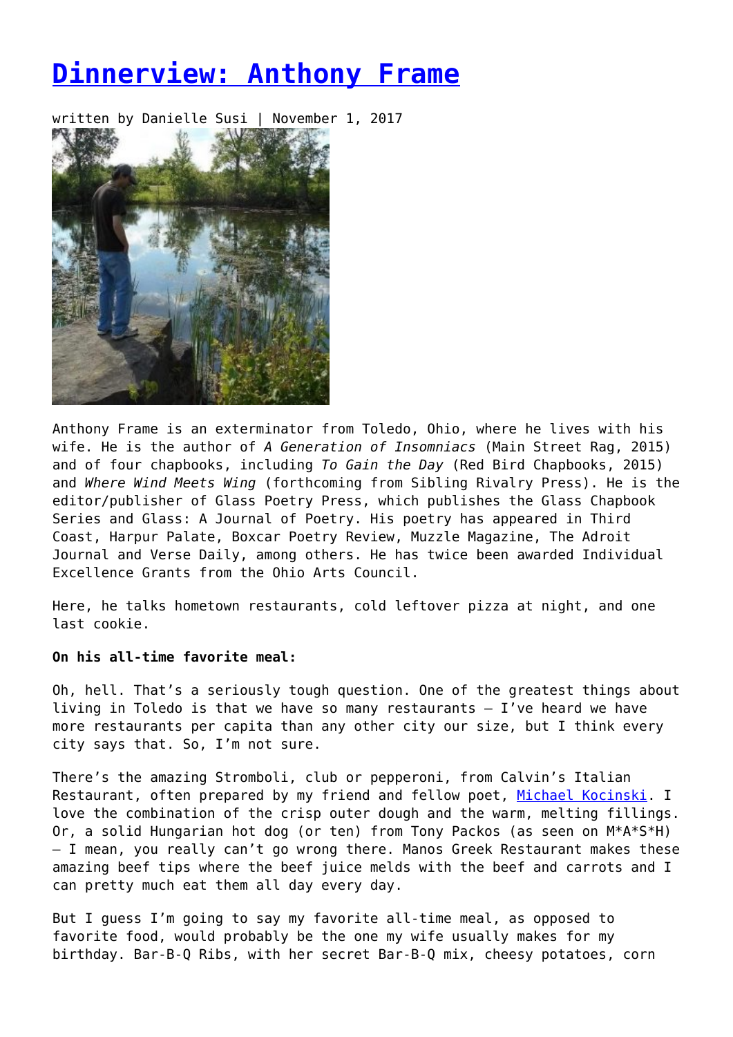# [Dinnerview: Anthony Frame]

written by Danielle Susi | November 1, 2017

Anthony Frame is an exterminator from Toledo, Ohio, where he lives with his wife. He is the author of *A Generation of Insomniacs* (Main Street Rag, 2015) and of four chapbooks, including *To Gain the Day* (Red Bird Chapbooks, 2015) and *Where Wind Meets Wing* (forthcoming from Sibling Rivalry Press). He is the editor/publisher of Glass Poetry Press, which publishes the Glass Chapbook Series and Glass: A Journal of Poetry. His poetry has appeared in Third Coast, Harpur Palate, Boxcar Poetry Review, Muzzle Magazine, The Adroit Journal and Verse Daily, among others. He has twice been awarded Individual Excellence Grants from the Ohio Arts Council.

Here, he talks hometown restaurants, cold leftover pizza at night, and one last cookie.

**On his all-time favorite meal:**

Oh, hell. That's a seriously tough question. One of the greatest things about living in Toledo is that we have so many restaurants – I've heard we have more restaurants per capita than any other city our size, but I think every city says that. So, I'm not sure.

There's the amazing Stromboli, club or pepperoni, from Calvin's Italian Restaurant, often prepared by my friend and fellow poet, [Michael Kocinski]. I love the combination of the crisp outer dough and the warm, melting fillings. Or, a solid Hungarian hot dog (or ten) from Tony Packos (as seen on M*A*S*H) – I mean, you really can't go wrong there. Manos Greek Restaurant makes these amazing beef tips where the beef juice melds with the beef and carrots and I can pretty much eat them all day every day.

But I guess I'm going to say my favorite all-time meal, as opposed to favorite food, would probably be the one my wife usually makes for my birthday. Bar-B-Q Ribs, with her secret Bar-B-Q mix, cheesy potatoes, corn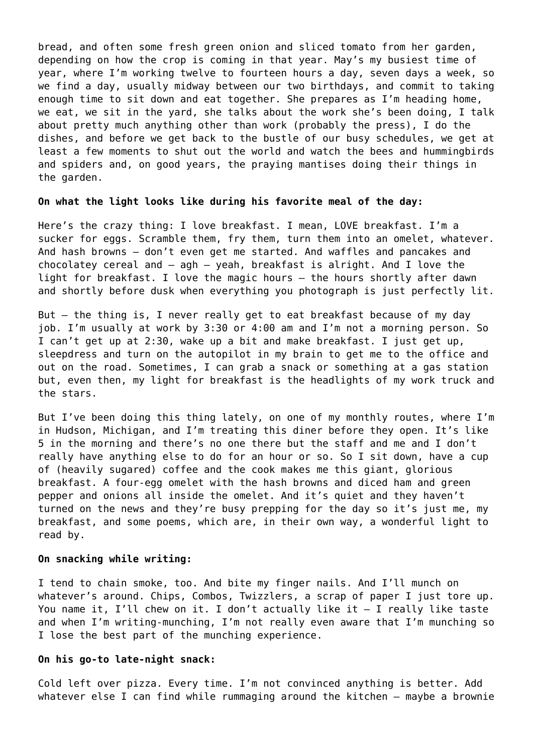bread, and often some fresh green onion and sliced tomato from her garden, depending on how the crop is coming in that year. May's my busiest time of year, where I'm working twelve to fourteen hours a day, seven days a week, so we find a day, usually midway between our two birthdays, and commit to taking enough time to sit down and eat together. She prepares as I'm heading home, we eat, we sit in the yard, she talks about the work she's been doing, I talk about pretty much anything other than work (probably the press), I do the dishes, and before we get back to the bustle of our busy schedules, we get at least a few moments to shut out the world and watch the bees and hummingbirds and spiders and, on good years, the praying mantises doing their things in the garden.

**On what the light looks like during his favorite meal of the day:**

Here's the crazy thing: I love breakfast. I mean, LOVE breakfast. I'm a sucker for eggs. Scramble them, fry them, turn them into an omelet, whatever. And hash browns – don't even get me started. And waffles and pancakes and chocolatey cereal and – agh – yeah, breakfast is alright. And I love the light for breakfast. I love the magic hours – the hours shortly after dawn and shortly before dusk when everything you photograph is just perfectly lit.

But – the thing is, I never really get to eat breakfast because of my day job. I'm usually at work by 3:30 or 4:00 am and I'm not a morning person. So I can't get up at 2:30, wake up a bit and make breakfast. I just get up, sleepdress and turn on the autopilot in my brain to get me to the office and out on the road. Sometimes, I can grab a snack or something at a gas station but, even then, my light for breakfast is the headlights of my work truck and the stars.

But I've been doing this thing lately, on one of my monthly routes, where I'm in Hudson, Michigan, and I'm treating this diner before they open. It's like 5 in the morning and there's no one there but the staff and me and I don't really have anything else to do for an hour or so. So I sit down, have a cup of (heavily sugared) coffee and the cook makes me this giant, glorious breakfast. A four-egg omelet with the hash browns and diced ham and green pepper and onions all inside the omelet. And it's quiet and they haven't turned on the news and they're busy prepping for the day so it's just me, my breakfast, and some poems, which are, in their own way, a wonderful light to read by.

**On snacking while writing:**

I tend to chain smoke, too. And bite my finger nails. And I'll munch on whatever's around. Chips, Combos, Twizzlers, a scrap of paper I just tore up. You name it, I'll chew on it. I don't actually like it – I really like taste and when I'm writing-munching, I'm not really even aware that I'm munching so I lose the best part of the munching experience.

**On his go-to late-night snack:**

Cold left over pizza. Every time. I'm not convinced anything is better. Add whatever else I can find while rummaging around the kitchen – maybe a brownie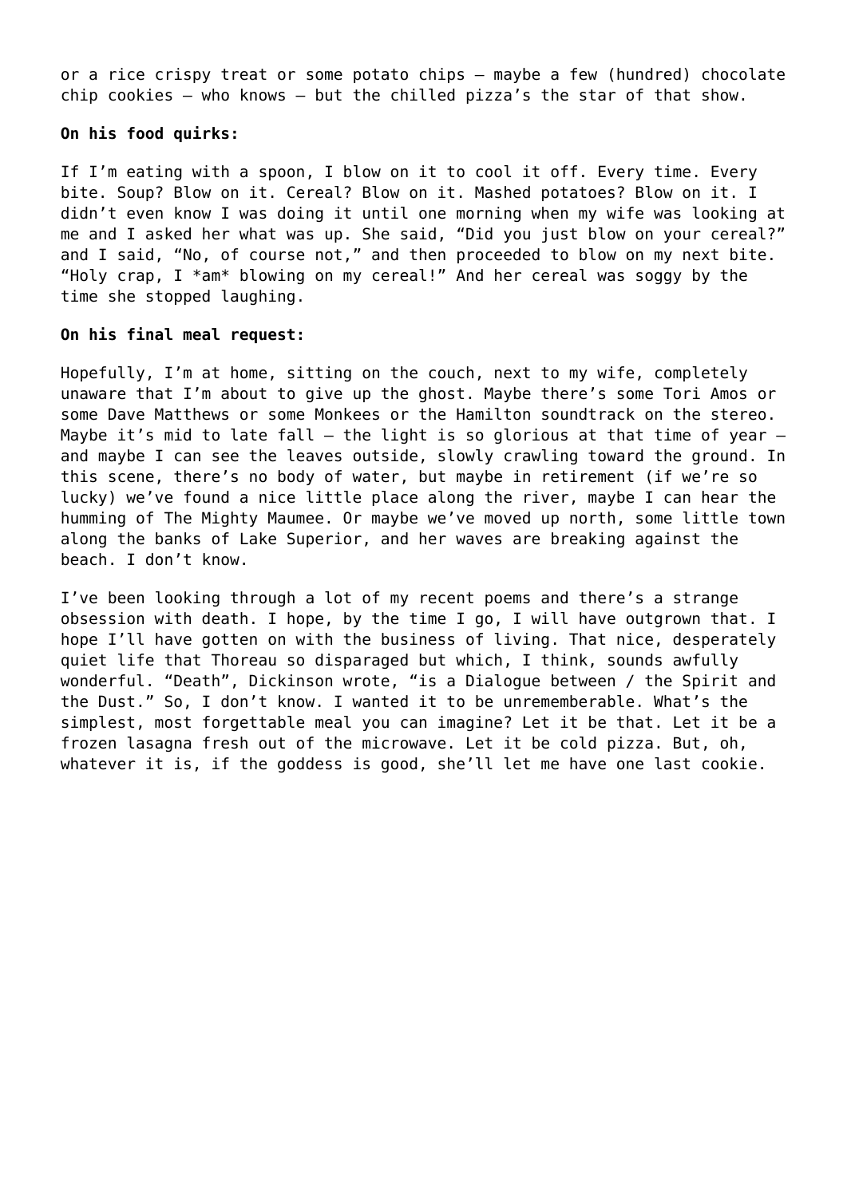or a rice crispy treat or some potato chips – maybe a few (hundred) chocolate chip cookies – who knows – but the chilled pizza's the star of that show.

**On his food quirks:**

If I'm eating with a spoon, I blow on it to cool it off. Every time. Every bite. Soup? Blow on it. Cereal? Blow on it. Mashed potatoes? Blow on it. I didn't even know I was doing it until one morning when my wife was looking at me and I asked her what was up. She said, "Did you just blow on your cereal?" and I said, "No, of course not," and then proceeded to blow on my next bite. "Holy crap, I *am* blowing on my cereal!" And her cereal was soggy by the time she stopped laughing.

**On his final meal request:**

Hopefully, I'm at home, sitting on the couch, next to my wife, completely unaware that I'm about to give up the ghost. Maybe there's some Tori Amos or some Dave Matthews or some Monkees or the Hamilton soundtrack on the stereo. Maybe it's mid to late fall – the light is so glorious at that time of year – and maybe I can see the leaves outside, slowly crawling toward the ground. In this scene, there's no body of water, but maybe in retirement (if we're so lucky) we've found a nice little place along the river, maybe I can hear the humming of The Mighty Maumee. Or maybe we've moved up north, some little town along the banks of Lake Superior, and her waves are breaking against the beach. I don't know.

I've been looking through a lot of my recent poems and there's a strange obsession with death. I hope, by the time I go, I will have outgrown that. I hope I'll have gotten on with the business of living. That nice, desperately quiet life that Thoreau so disparaged but which, I think, sounds awfully wonderful. "Death", Dickinson wrote, "is a Dialogue between / the Spirit and the Dust." So, I don't know. I wanted it to be unrememberable. What's the simplest, most forgettable meal you can imagine? Let it be that. Let it be a frozen lasagna fresh out of the microwave. Let it be cold pizza. But, oh, whatever it is, if the goddess is good, she'll let me have one last cookie.